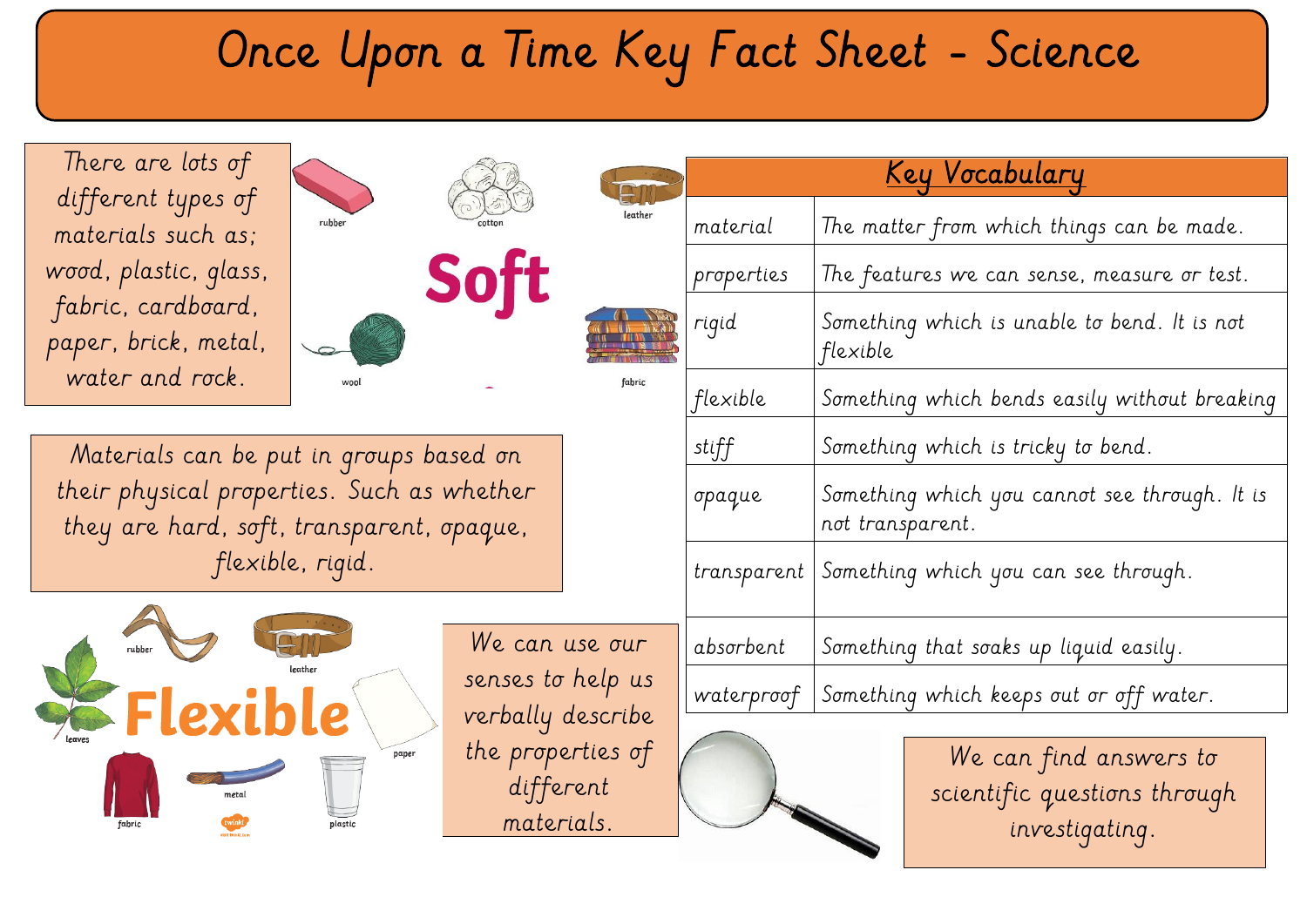# Once Upon a Time Key Fact Sheet - Science

There are lots of different types of materials such as; wood, plastic, glass, fabric, cardboard, paper, brick, metal, water and rock.

rubber cotton leather

**Soft**

wool fabric

Materials can be put in groups based on their physical properties. Such as whether they are hard, soft, transparent, opaque, flexible, rigid.

rubber leather leaves

**Flexible**

paper fabric metal plastic

We can use our senses to help us verbally describe the properties of different materials.

| Key Vocabulary | |
|---|---|
| material | The matter from which things can be made. |
| properties | The features we can sense, measure or test. |
| rigid | Something which is unable to bend. It is not flexible |
| flexible | Something which bends easily without breaking |
| stiff | Something which is tricky to bend. |
| opaque | Something which you cannot see through. It is not transparent. |
| transparent | Something which you can see through. |
| absorbent | Something that soaks up liquid easily. |
| waterproof | Something which keeps out or off water. |

We can find answers to scientific questions through investigating.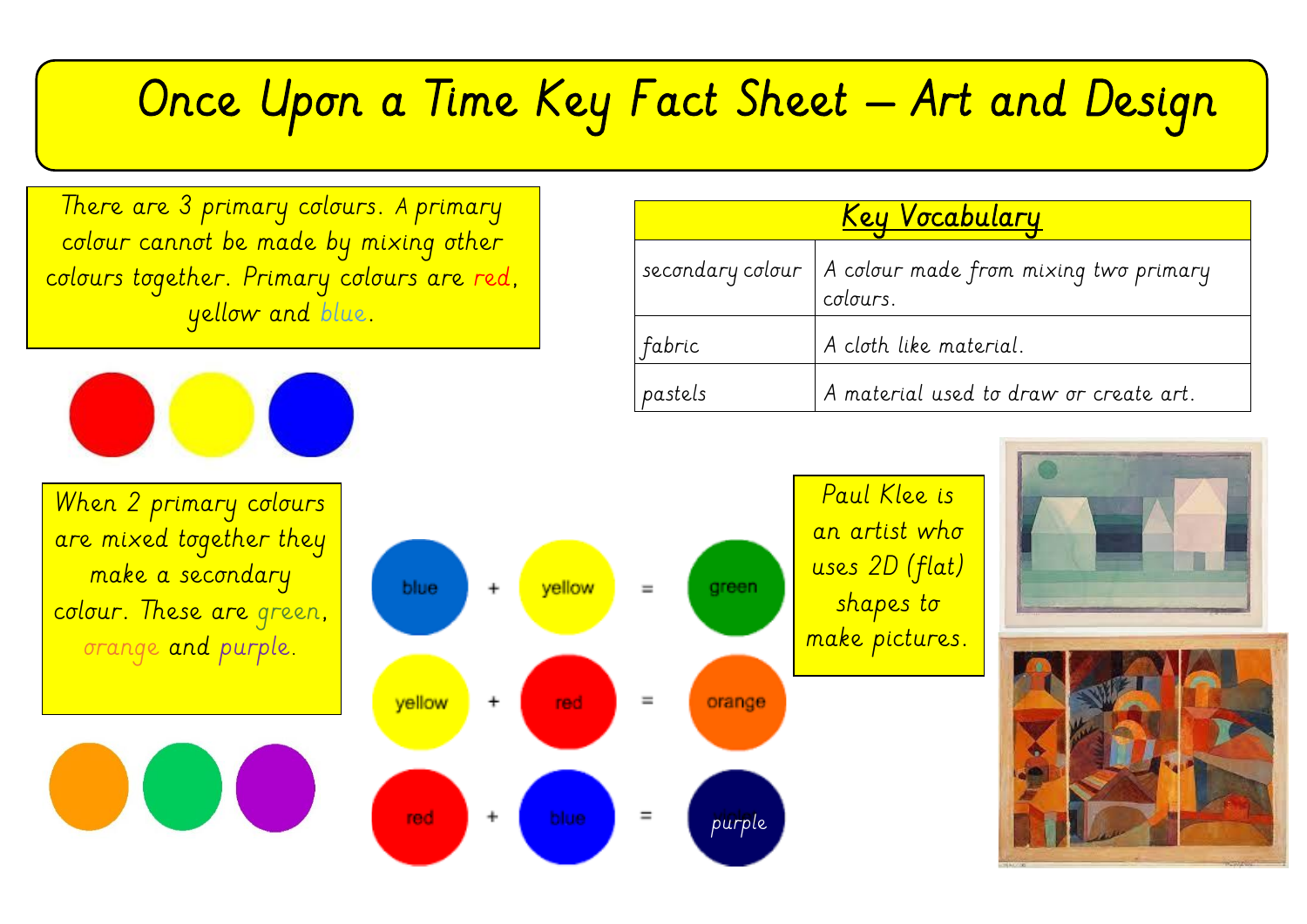# Once Upon a Time Key Fact Sheet – Art and Design

There are 3 primary colours. A primary colour cannot be made by mixing other colours together. Primary colours are red, yellow and blue.

When 2 primary colours are mixed together they make a secondary colour. These are green, orange and purple.

blue + yellow = green

yellow + red = orange

red + blue = purple

| Key Vocabulary | |
|---|---|
| secondary colour | A colour made from mixing two primary colours. |
| fabric | A cloth like material. |
| pastels | A material used to draw or create art. |

Paul Klee is an artist who uses 2D (flat) shapes to make pictures.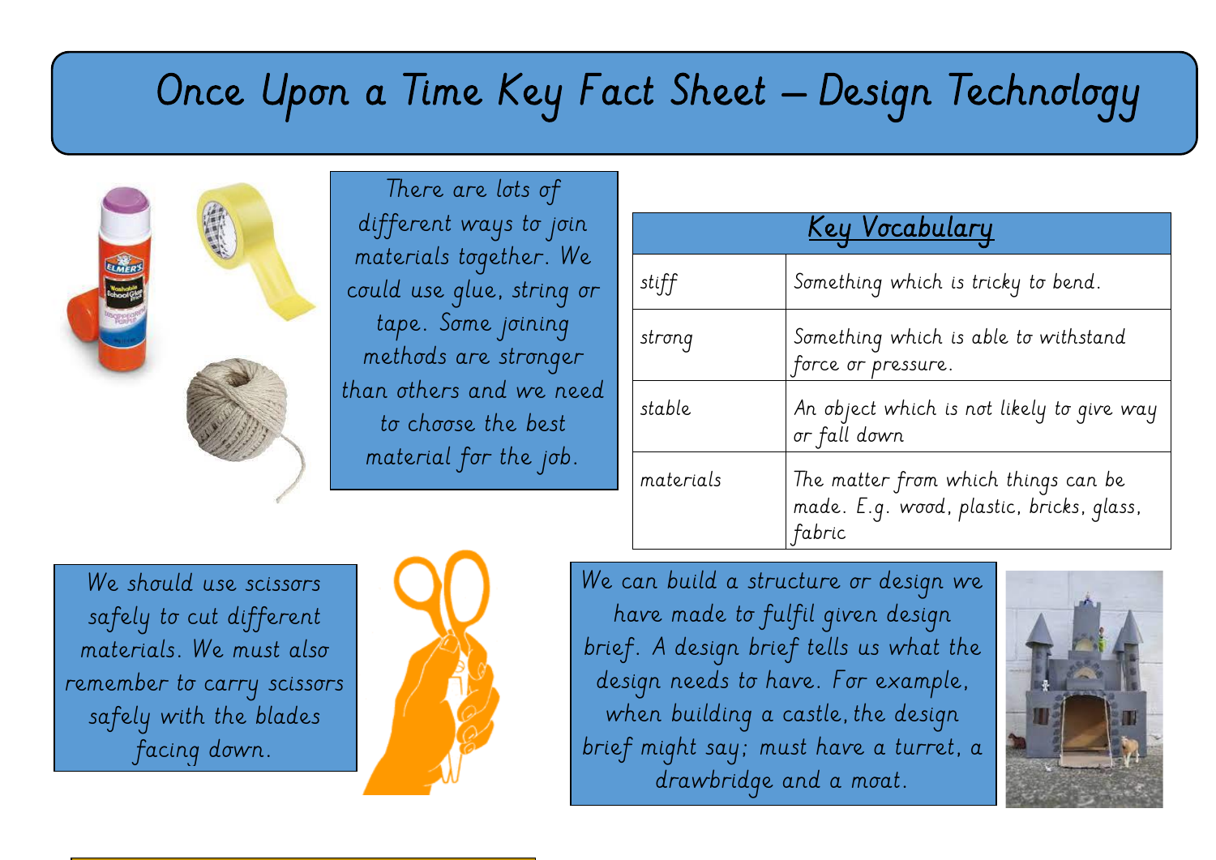# Once Upon a Time Key Fact Sheet – Design Technology

There are lots of different ways to join materials together. We could use glue, string or tape. Some joining methods are stronger than others and we need to choose the best material for the job.

| Key Vocabulary | |
|---|---|
| stiff | Something which is tricky to bend. |
| strong | Something which is able to withstand force or pressure. |
| stable | An object which is not likely to give way or fall down |
| materials | The matter from which things can be made. E.g. wood, plastic, bricks, glass, fabric |

We should use scissors safely to cut different materials. We must also remember to carry scissors safely with the blades facing down.

We can build a structure or design we have made to fulfil given design brief. A design brief tells us what the design needs to have. For example, when building a castle, the design brief might say; must have a turret, a drawbridge and a moat.